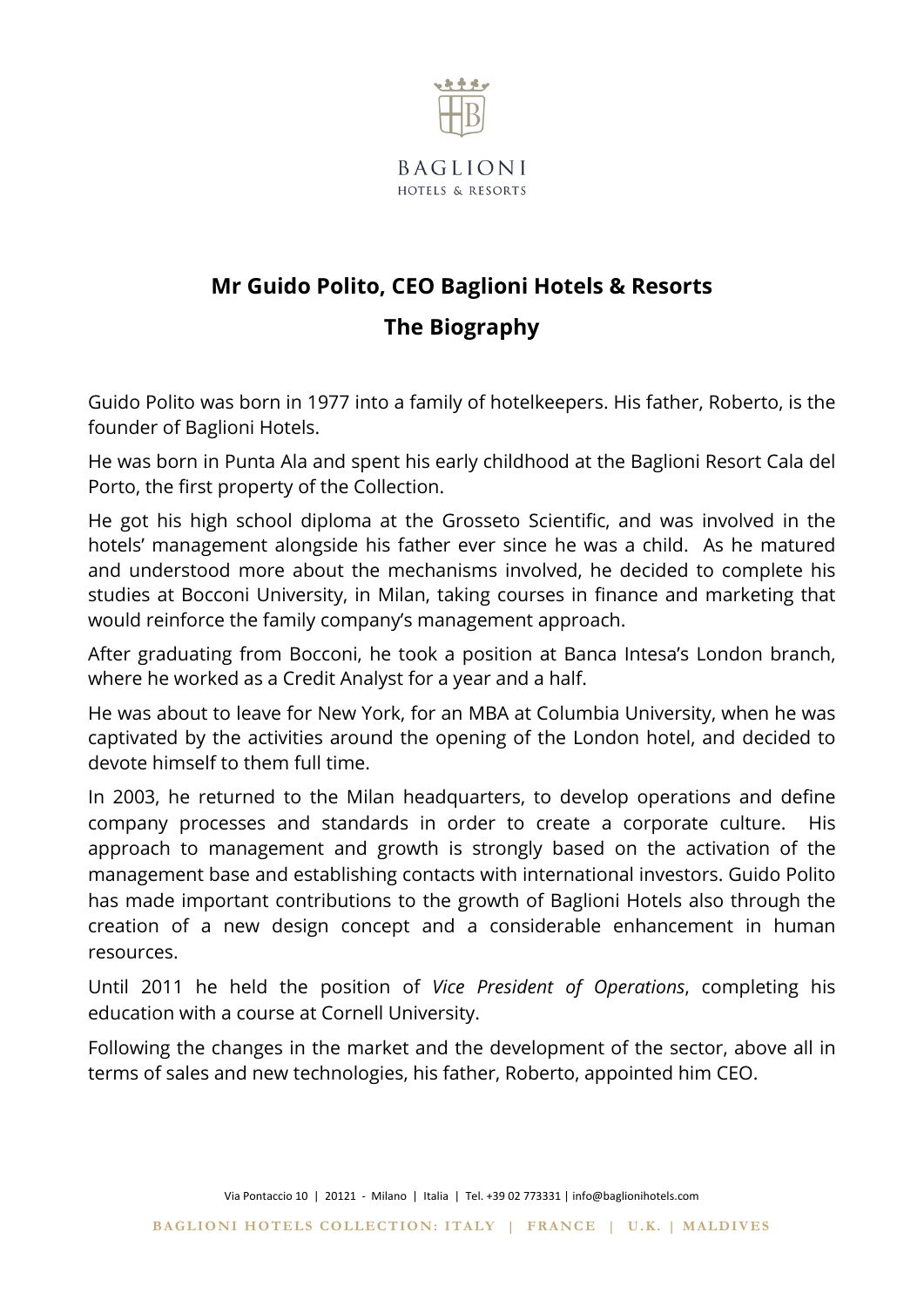# Mr Guido Polito, CEO Baglioni Hotels & Resorts

## The Biography

Guido Polito was born in 1977 into a family of hotelkeepers. His father, Roberto, is the founder of Baglioni Hotels.

He was born in Punta Ala and spent his early childhood at the Baglioni Resort Cala del Porto, the first property of the Collection.

He got his high school diploma at the Grosseto Scientific, and was involved in the hotels' management alongside his father ever since he was a child. As he matured and understood more about the mechanisms involved, he decided to complete his studies at Bocconi University, in Milan, taking courses in finance and marketing that would reinforce the family company's management approach.

After graduating from Bocconi, he took a position at Banca Intesa's London branch, where he worked as a Credit Analyst for a year and a half.

He was about to leave for New York, for an MBA at Columbia University, when he was captivated by the activities around the opening of the London hotel, and decided to devote himself to them full time.

In 2003, he returned to the Milan headquarters, to develop operations and define company processes and standards in order to create a corporate culture. His approach to management and growth is strongly based on the activation of the management base and establishing contacts with international investors. Guido Polito has made important contributions to the growth of Baglioni Hotels also through the creation of a new design concept and a considerable enhancement in human resources.

Until 2011 he held the position of *Vice President of Operations*, completing his education with a course at Cornell University.

Following the changes in the market and the development of the sector, above all in terms of sales and new technologies, his father, Roberto, appointed him CEO.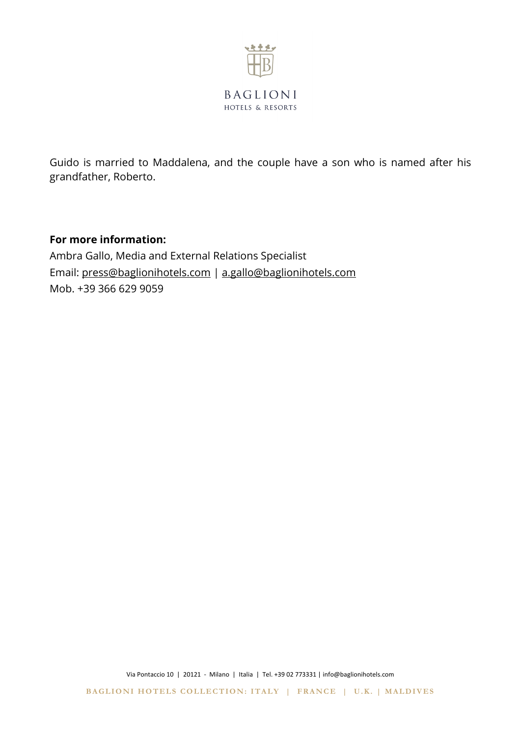Guido is married to Maddalena, and the couple have a son who is named after his grandfather, Roberto.

**For more information:**

Ambra Gallo, Media and External Relations Specialist
Email: press@baglionihotels.com | a.gallo@baglionihotels.com
Mob. +39 366 629 9059